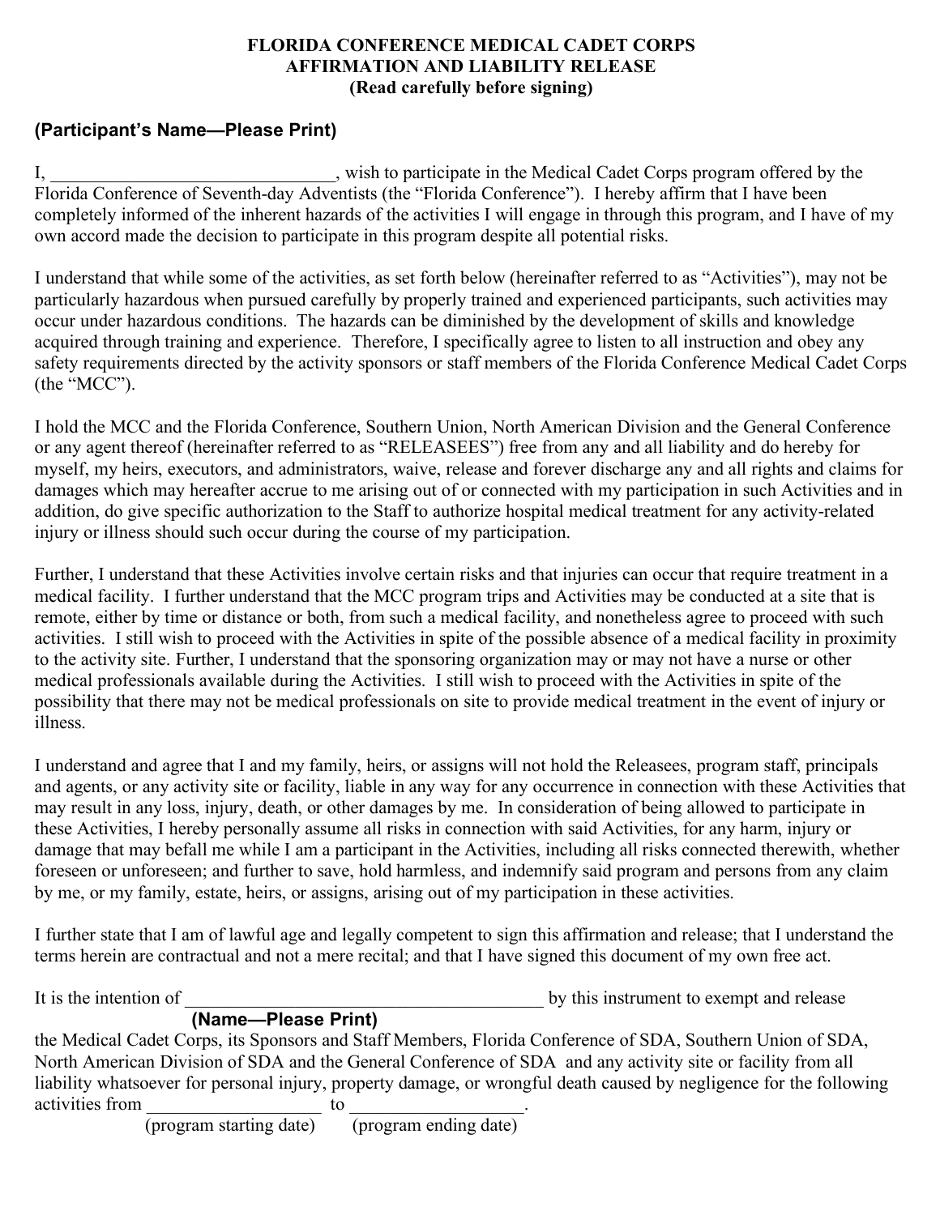**FLORIDA CONFERENCE MEDICAL CADET CORPS**
**AFFIRMATION AND LIABILITY RELEASE**
**(Read carefully before signing)**

**(Participant's Name—Please Print)**

I, ______________________________, wish to participate in the Medical Cadet Corps program offered by the Florida Conference of Seventh-day Adventists (the "Florida Conference"). I hereby affirm that I have been completely informed of the inherent hazards of the activities I will engage in through this program, and I have of my own accord made the decision to participate in this program despite all potential risks.

I understand that while some of the activities, as set forth below (hereinafter referred to as "Activities"), may not be particularly hazardous when pursued carefully by properly trained and experienced participants, such activities may occur under hazardous conditions. The hazards can be diminished by the development of skills and knowledge acquired through training and experience. Therefore, I specifically agree to listen to all instruction and obey any safety requirements directed by the activity sponsors or staff members of the Florida Conference Medical Cadet Corps (the "MCC").

I hold the MCC and the Florida Conference, Southern Union, North American Division and the General Conference or any agent thereof (hereinafter referred to as "RELEASEES") free from any and all liability and do hereby for myself, my heirs, executors, and administrators, waive, release and forever discharge any and all rights and claims for damages which may hereafter accrue to me arising out of or connected with my participation in such Activities and in addition, do give specific authorization to the Staff to authorize hospital medical treatment for any activity-related injury or illness should such occur during the course of my participation.

Further, I understand that these Activities involve certain risks and that injuries can occur that require treatment in a medical facility. I further understand that the MCC program trips and Activities may be conducted at a site that is remote, either by time or distance or both, from such a medical facility, and nonetheless agree to proceed with such activities. I still wish to proceed with the Activities in spite of the possible absence of a medical facility in proximity to the activity site. Further, I understand that the sponsoring organization may or may not have a nurse or other medical professionals available during the Activities. I still wish to proceed with the Activities in spite of the possibility that there may not be medical professionals on site to provide medical treatment in the event of injury or illness.

I understand and agree that I and my family, heirs, or assigns will not hold the Releasees, program staff, principals and agents, or any activity site or facility, liable in any way for any occurrence in connection with these Activities that may result in any loss, injury, death, or other damages by me. In consideration of being allowed to participate in these Activities, I hereby personally assume all risks in connection with said Activities, for any harm, injury or damage that may befall me while I am a participant in the Activities, including all risks connected therewith, whether foreseen or unforeseen; and further to save, hold harmless, and indemnify said program and persons from any claim by me, or my family, estate, heirs, or assigns, arising out of my participation in these activities.

I further state that I am of lawful age and legally competent to sign this affirmation and release; that I understand the terms herein are contractual and not a mere recital; and that I have signed this document of my own free act.

It is the intention of ________________________________________ by this instrument to exempt and release
**(Name—Please Print)**
the Medical Cadet Corps, its Sponsors and Staff Members, Florida Conference of SDA, Southern Union of SDA, North American Division of SDA and the General Conference of SDA and any activity site or facility from all liability whatsoever for personal injury, property damage, or wrongful death caused by negligence for the following activities from ___________________ to ___________________.
(program starting date) (program ending date)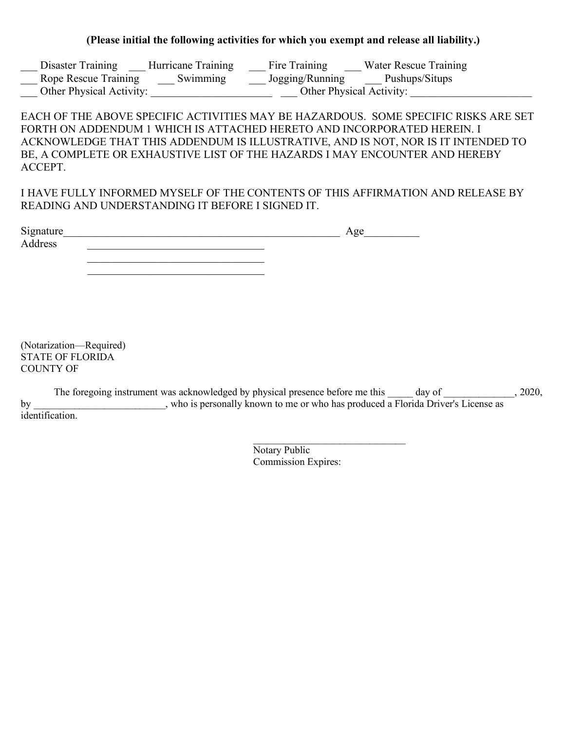**(Please initial the following activities for which you exempt and release all liability.)**

___ Disaster Training ___ Hurricane Training ___ Fire Training ___ Water Rescue Training
___ Rope Rescue Training ___ Swimming ___ Jogging/Running ___ Pushups/Situps
___ Other Physical Activity: ______________________ ___ Other Physical Activity: ______________________

EACH OF THE ABOVE SPECIFIC ACTIVITIES MAY BE HAZARDOUS. SOME SPECIFIC RISKS ARE SET FORTH ON ADDENDUM 1 WHICH IS ATTACHED HERETO AND INCORPORATED HEREIN. I ACKNOWLEDGE THAT THIS ADDENDUM IS ILLUSTRATIVE, AND IS NOT, NOR IS IT INTENDED TO BE, A COMPLETE OR EXHAUSTIVE LIST OF THE HAZARDS I MAY ENCOUNTER AND HEREBY ACCEPT.

I HAVE FULLY INFORMED MYSELF OF THE CONTENTS OF THIS AFFIRMATION AND RELEASE BY READING AND UNDERSTANDING IT BEFORE I SIGNED IT.

Signature____________________________________________________ Age__________

Address ________________________________

________________________________

________________________________

(Notarization—Required)
STATE OF FLORIDA
COUNTY OF

The foregoing instrument was acknowledged by physical presence before me this _____ day of ______________, 2020, by __________________________, who is personally known to me or who has produced a Florida Driver's License as identification.

_______________________________
Notary Public
Commission Expires: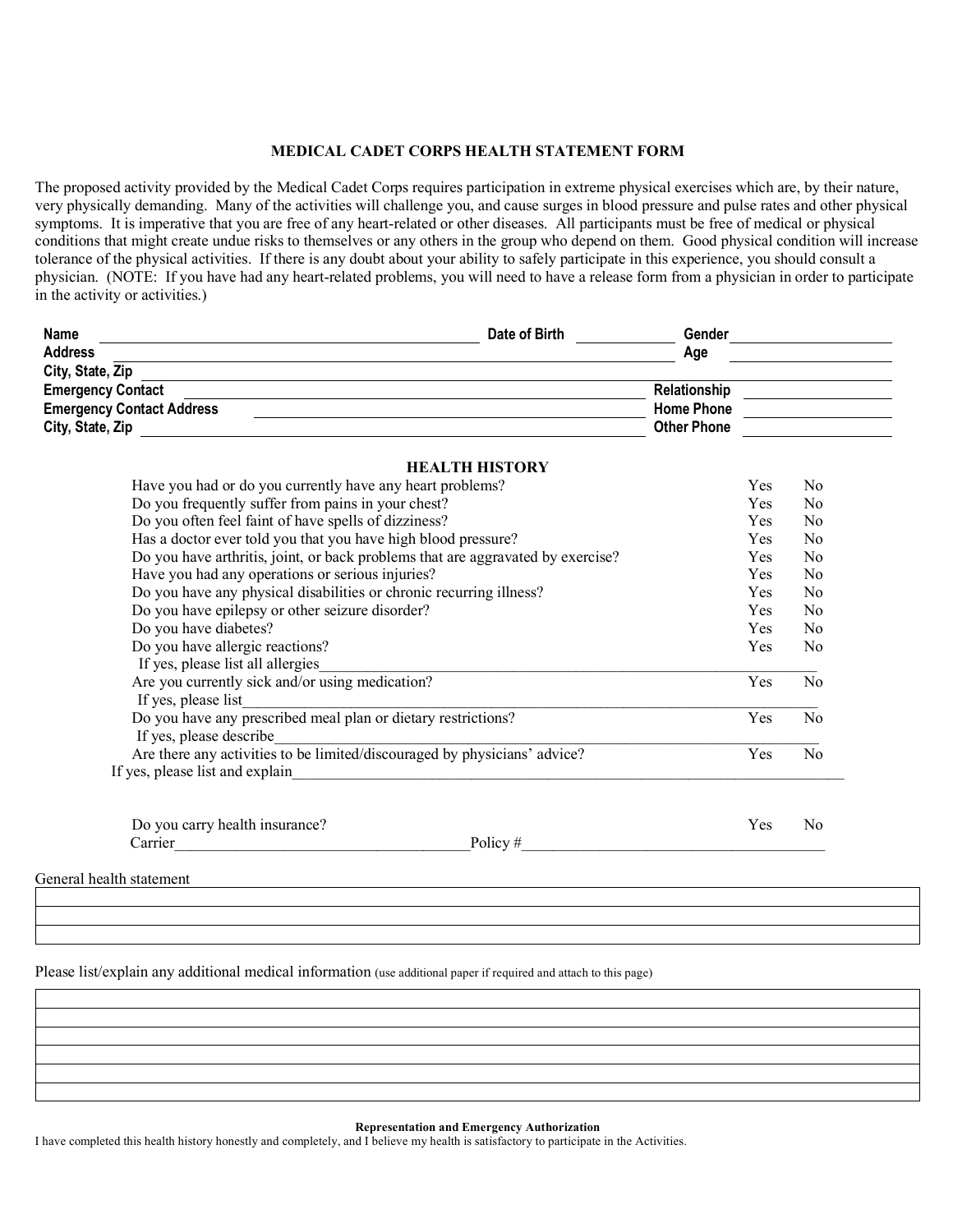# MEDICAL CADET CORPS HEALTH STATEMENT FORM

The proposed activity provided by the Medical Cadet Corps requires participation in extreme physical exercises which are, by their nature, very physically demanding. Many of the activities will challenge you, and cause surges in blood pressure and pulse rates and other physical symptoms. It is imperative that you are free of any heart-related or other diseases. All participants must be free of medical or physical conditions that might create undue risks to themselves or any others in the group who depend on them. Good physical condition will increase tolerance of the physical activities. If there is any doubt about your ability to safely participate in this experience, you should consult a physician. (NOTE: If you have had any heart-related problems, you will need to have a release form from a physician in order to participate in the activity or activities.)

**Name** ______________________________ **Date of Birth** __________ **Gender** ______________

**Address** ______________________________________________ **Age** ______________

**City, State, Zip** ______________________________________________________________

**Emergency Contact** ______________________________ **Relationship** ______________

**Emergency Contact Address** ______________________________ **Home Phone** ______________

**City, State, Zip** ______________________________ **Other Phone** ______________

## HEALTH HISTORY

| Question | | |
|---|---|---|
| Have you had or do you currently have any heart problems? | Yes | No |
| Do you frequently suffer from pains in your chest? | Yes | No |
| Do you often feel faint of have spells of dizziness? | Yes | No |
| Has a doctor ever told you that you have high blood pressure? | Yes | No |
| Do you have arthritis, joint, or back problems that are aggravated by exercise? | Yes | No |
| Have you had any operations or serious injuries? | Yes | No |
| Do you have any physical disabilities or chronic recurring illness? | Yes | No |
| Do you have epilepsy or other seizure disorder? | Yes | No |
| Do you have diabetes? | Yes | No |
| Do you have allergic reactions? | Yes | No |
| If yes, please list all allergies______________________________ | | |
| Are you currently sick and/or using medication? | Yes | No |
| If yes, please list______________________________ | | |
| Do you have any prescribed meal plan or dietary restrictions? | Yes | No |
| If yes, please describe______________________________ | | |
| Are there any activities to be limited/discouraged by physicians' advice? | Yes | No |
| If yes, please list and explain______________________________ | | |
| Do you carry health insurance? | Yes | No |

Carrier______________________________ Policy #______________________________

General health statement

______________________________________________________________

______________________________________________________________

______________________________________________________________

Please list/explain any additional medical information (use additional paper if required and attach to this page)

______________________________________________________________

______________________________________________________________

______________________________________________________________

______________________________________________________________

______________________________________________________________

______________________________________________________________

**Representation and Emergency Authorization**

I have completed this health history honestly and completely, and I believe my health is satisfactory to participate in the Activities.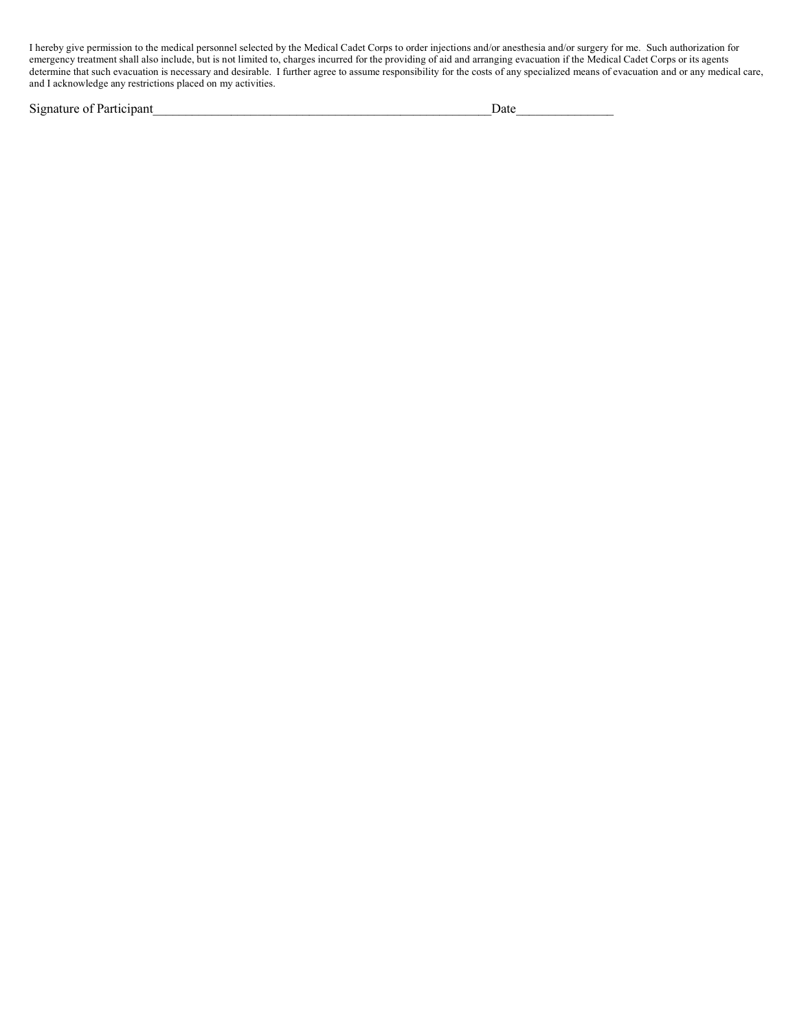I hereby give permission to the medical personnel selected by the Medical Cadet Corps to order injections and/or anesthesia and/or surgery for me. Such authorization for emergency treatment shall also include, but is not limited to, charges incurred for the providing of aid and arranging evacuation if the Medical Cadet Corps or its agents determine that such evacuation is necessary and desirable. I further agree to assume responsibility for the costs of any specialized means of evacuation and or any medical care, and I acknowledge any restrictions placed on my activities.

Signature of Participant_______________________________________________________Date_______________